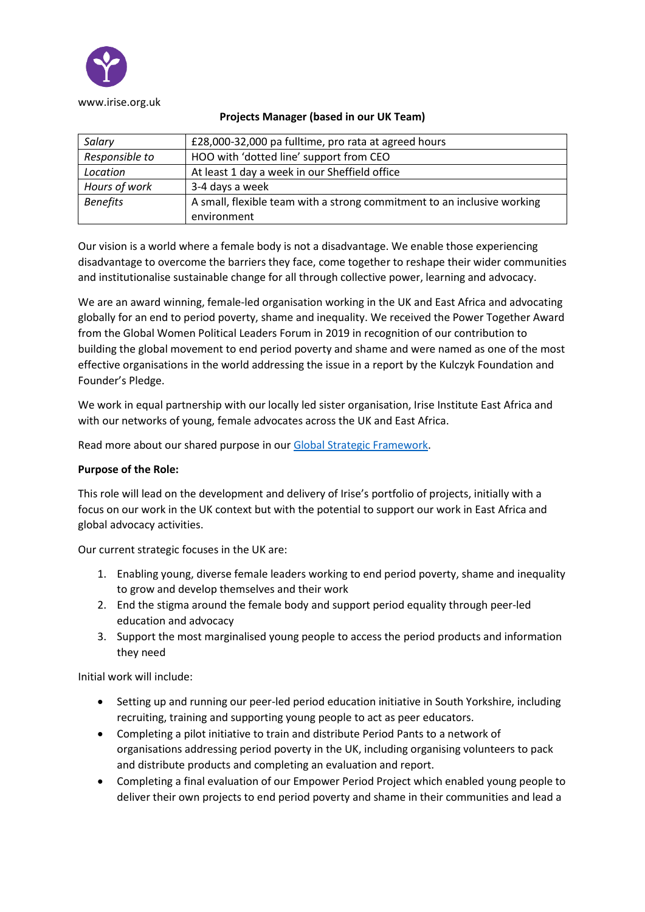www.irise.org.uk

**Projects Manager (based in our UK Team)**

| | |
|---|---|
| *Salary* | £28,000-32,000 pa fulltime, pro rata at agreed hours |
| *Responsible to* | HOO with 'dotted line' support from CEO |
| *Location* | At least 1 day a week in our Sheffield office |
| *Hours of work* | 3-4 days a week |
| *Benefits* | A small, flexible team with a strong commitment to an inclusive working environment |

Our vision is a world where a female body is not a disadvantage. We enable those experiencing disadvantage to overcome the barriers they face, come together to reshape their wider communities and institutionalise sustainable change for all through collective power, learning and advocacy.

We are an award winning, female-led organisation working in the UK and East Africa and advocating globally for an end to period poverty, shame and inequality. We received the Power Together Award from the Global Women Political Leaders Forum in 2019 in recognition of our contribution to building the global movement to end period poverty and shame and were named as one of the most effective organisations in the world addressing the issue in a report by the Kulczyk Foundation and Founder's Pledge.

We work in equal partnership with our locally led sister organisation, Irise Institute East Africa and with our networks of young, female advocates across the UK and East Africa.

Read more about our shared purpose in our Global Strategic Framework.

**Purpose of the Role:**

This role will lead on the development and delivery of Irise's portfolio of projects, initially with a focus on our work in the UK context but with the potential to support our work in East Africa and global advocacy activities.

Our current strategic focuses in the UK are:

1. Enabling young, diverse female leaders working to end period poverty, shame and inequality to grow and develop themselves and their work
2. End the stigma around the female body and support period equality through peer-led education and advocacy
3. Support the most marginalised young people to access the period products and information they need

Initial work will include:

- Setting up and running our peer-led period education initiative in South Yorkshire, including recruiting, training and supporting young people to act as peer educators.
- Completing a pilot initiative to train and distribute Period Pants to a network of organisations addressing period poverty in the UK, including organising volunteers to pack and distribute products and completing an evaluation and report.
- Completing a final evaluation of our Empower Period Project which enabled young people to deliver their own projects to end period poverty and shame in their communities and lead a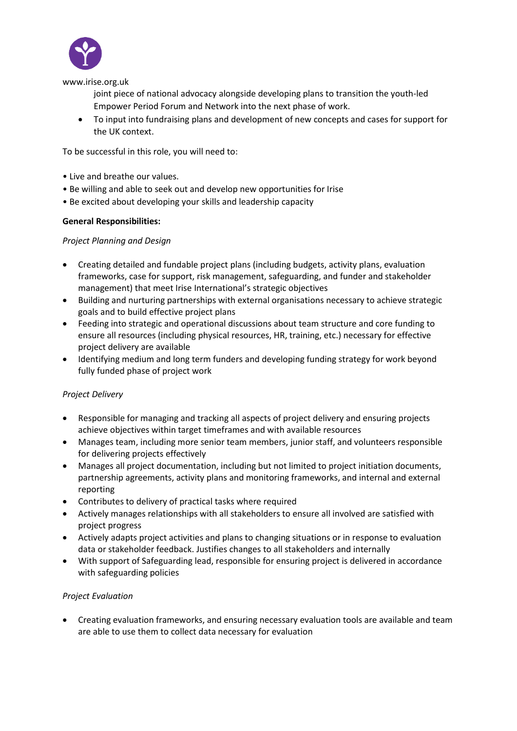www.irise.org.uk

joint piece of national advocacy alongside developing plans to transition the youth-led Empower Period Forum and Network into the next phase of work.

- To input into fundraising plans and development of new concepts and cases for support for the UK context.

To be successful in this role, you will need to:

- Live and breathe our values.
- Be willing and able to seek out and develop new opportunities for Irise
- Be excited about developing your skills and leadership capacity

**General Responsibilities:**

*Project Planning and Design*

- Creating detailed and fundable project plans (including budgets, activity plans, evaluation frameworks, case for support, risk management, safeguarding, and funder and stakeholder management) that meet Irise International's strategic objectives
- Building and nurturing partnerships with external organisations necessary to achieve strategic goals and to build effective project plans
- Feeding into strategic and operational discussions about team structure and core funding to ensure all resources (including physical resources, HR, training, etc.) necessary for effective project delivery are available
- Identifying medium and long term funders and developing funding strategy for work beyond fully funded phase of project work

*Project Delivery*

- Responsible for managing and tracking all aspects of project delivery and ensuring projects achieve objectives within target timeframes and with available resources
- Manages team, including more senior team members, junior staff, and volunteers responsible for delivering projects effectively
- Manages all project documentation, including but not limited to project initiation documents, partnership agreements, activity plans and monitoring frameworks, and internal and external reporting
- Contributes to delivery of practical tasks where required
- Actively manages relationships with all stakeholders to ensure all involved are satisfied with project progress
- Actively adapts project activities and plans to changing situations or in response to evaluation data or stakeholder feedback. Justifies changes to all stakeholders and internally
- With support of Safeguarding lead, responsible for ensuring project is delivered in accordance with safeguarding policies

*Project Evaluation*

- Creating evaluation frameworks, and ensuring necessary evaluation tools are available and team are able to use them to collect data necessary for evaluation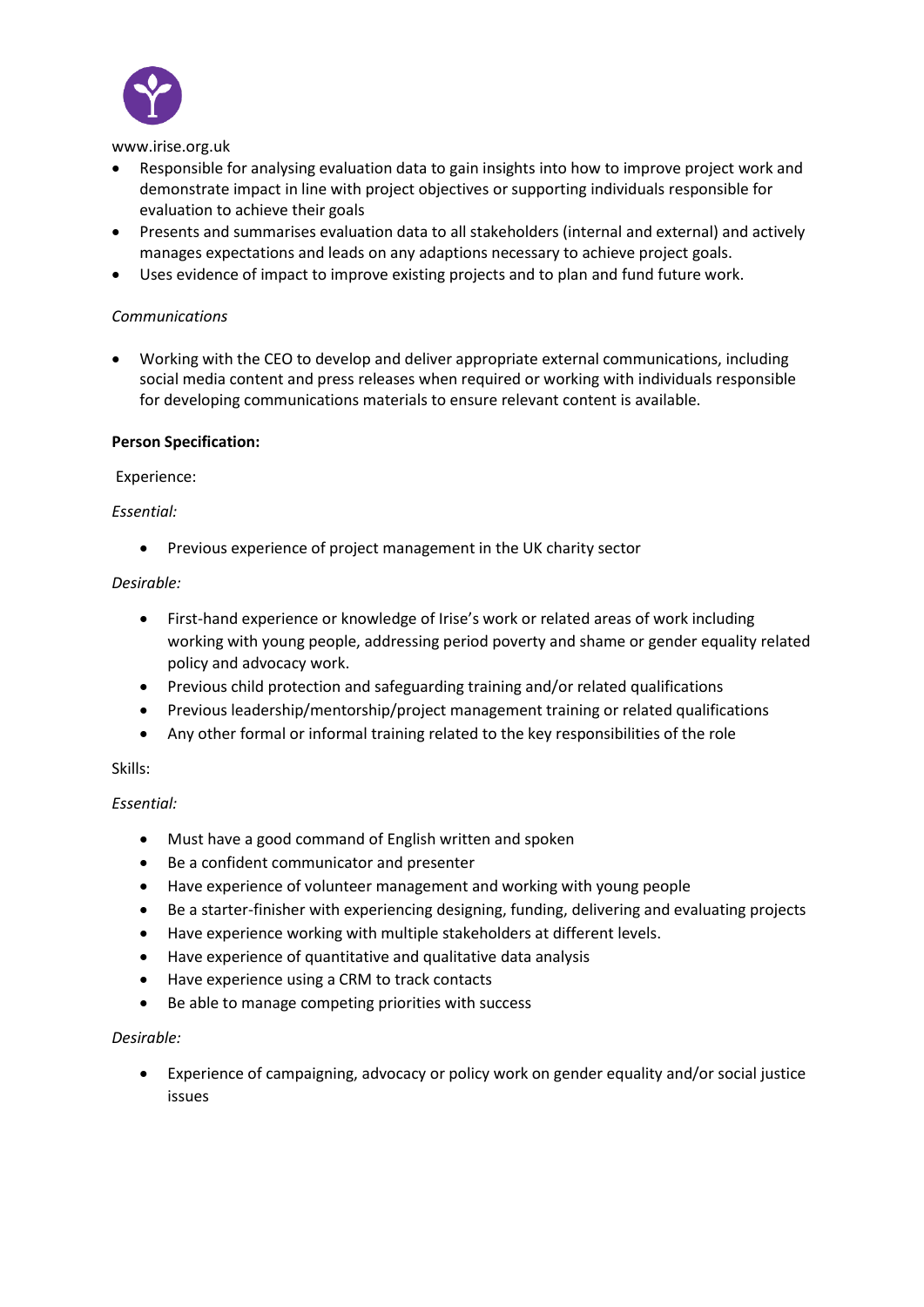www.irise.org.uk

- Responsible for analysing evaluation data to gain insights into how to improve project work and demonstrate impact in line with project objectives or supporting individuals responsible for evaluation to achieve their goals
- Presents and summarises evaluation data to all stakeholders (internal and external) and actively manages expectations and leads on any adaptions necessary to achieve project goals.
- Uses evidence of impact to improve existing projects and to plan and fund future work.

*Communications*

- Working with the CEO to develop and deliver appropriate external communications, including social media content and press releases when required or working with individuals responsible for developing communications materials to ensure relevant content is available.

**Person Specification:**

Experience:

*Essential:*

- Previous experience of project management in the UK charity sector

*Desirable:*

- First-hand experience or knowledge of Irise's work or related areas of work including working with young people, addressing period poverty and shame or gender equality related policy and advocacy work.
- Previous child protection and safeguarding training and/or related qualifications
- Previous leadership/mentorship/project management training or related qualifications
- Any other formal or informal training related to the key responsibilities of the role

Skills:

*Essential:*

- Must have a good command of English written and spoken
- Be a confident communicator and presenter
- Have experience of volunteer management and working with young people
- Be a starter-finisher with experiencing designing, funding, delivering and evaluating projects
- Have experience working with multiple stakeholders at different levels.
- Have experience of quantitative and qualitative data analysis
- Have experience using a CRM to track contacts
- Be able to manage competing priorities with success

*Desirable:*

- Experience of campaigning, advocacy or policy work on gender equality and/or social justice issues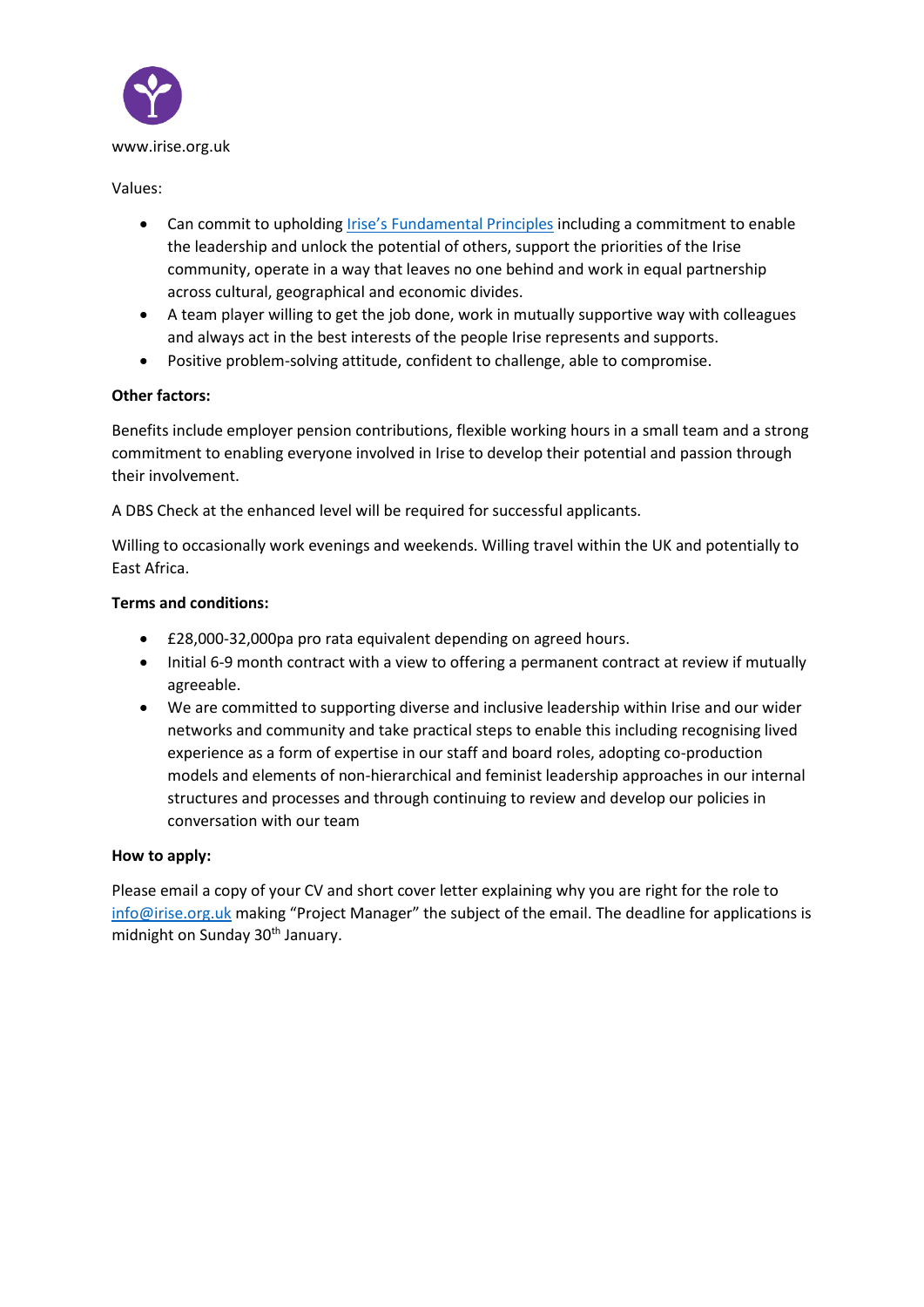www.irise.org.uk

Values:

- Can commit to upholding Irise's Fundamental Principles including a commitment to enable the leadership and unlock the potential of others, support the priorities of the Irise community, operate in a way that leaves no one behind and work in equal partnership across cultural, geographical and economic divides.
- A team player willing to get the job done, work in mutually supportive way with colleagues and always act in the best interests of the people Irise represents and supports.
- Positive problem-solving attitude, confident to challenge, able to compromise.

**Other factors:**

Benefits include employer pension contributions, flexible working hours in a small team and a strong commitment to enabling everyone involved in Irise to develop their potential and passion through their involvement.

A DBS Check at the enhanced level will be required for successful applicants.

Willing to occasionally work evenings and weekends. Willing travel within the UK and potentially to East Africa.

**Terms and conditions:**

- £28,000-32,000pa pro rata equivalent depending on agreed hours.
- Initial 6-9 month contract with a view to offering a permanent contract at review if mutually agreeable.
- We are committed to supporting diverse and inclusive leadership within Irise and our wider networks and community and take practical steps to enable this including recognising lived experience as a form of expertise in our staff and board roles, adopting co-production models and elements of non-hierarchical and feminist leadership approaches in our internal structures and processes and through continuing to review and develop our policies in conversation with our team

**How to apply:**

Please email a copy of your CV and short cover letter explaining why you are right for the role to info@irise.org.uk making "Project Manager" the subject of the email. The deadline for applications is midnight on Sunday 30th January.